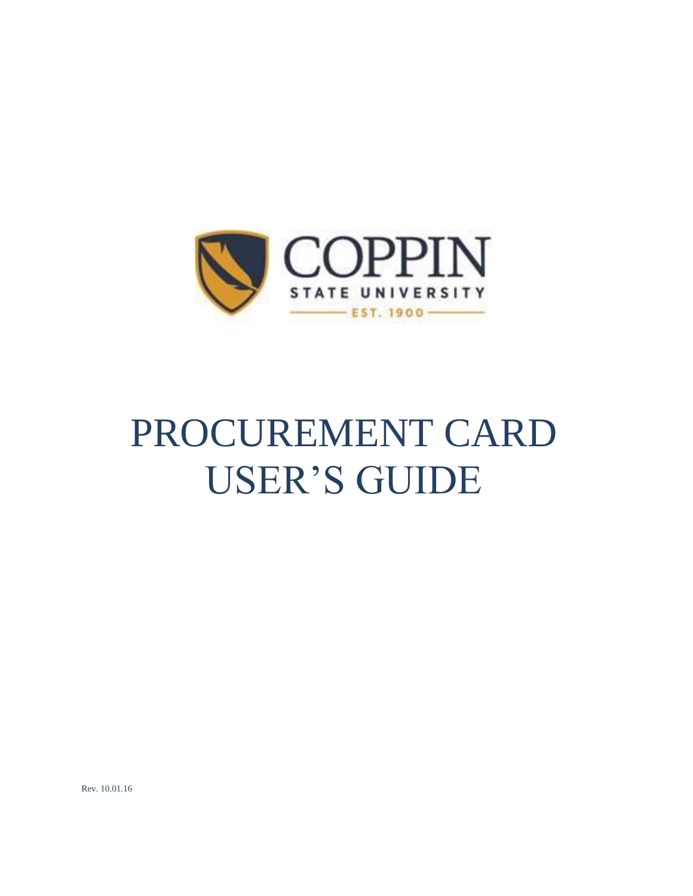COPPIN STATE UNIVERSITY

EST. 1900

# PROCUREMENT CARD USER'S GUIDE

Rev. 10.01.16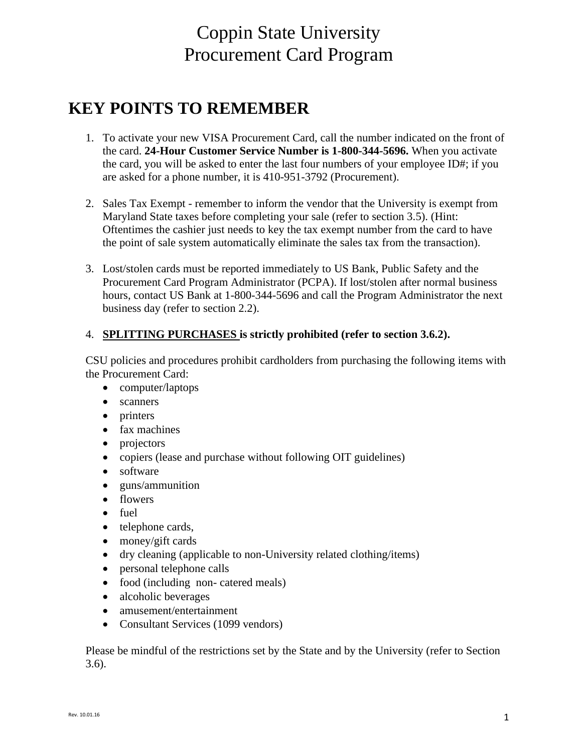# Coppin State University
# Procurement Card Program

## KEY POINTS TO REMEMBER

1. To activate your new VISA Procurement Card, call the number indicated on the front of the card. **24-Hour Customer Service Number is 1-800-344-5696.** When you activate the card, you will be asked to enter the last four numbers of your employee ID#; if you are asked for a phone number, it is 410-951-3792 (Procurement).

2. Sales Tax Exempt - remember to inform the vendor that the University is exempt from Maryland State taxes before completing your sale (refer to section 3.5). (Hint: Oftentimes the cashier just needs to key the tax exempt number from the card to have the point of sale system automatically eliminate the sales tax from the transaction).

3. Lost/stolen cards must be reported immediately to US Bank, Public Safety and the Procurement Card Program Administrator (PCPA). If lost/stolen after normal business hours, contact US Bank at 1-800-344-5696 and call the Program Administrator the next business day (refer to section 2.2).

4. **SPLITTING PURCHASES is strictly prohibited (refer to section 3.6.2).**

CSU policies and procedures prohibit cardholders from purchasing the following items with the Procurement Card:

- computer/laptops
- scanners
- printers
- fax machines
- projectors
- copiers (lease and purchase without following OIT guidelines)
- software
- guns/ammunition
- flowers
- fuel
- telephone cards,
- money/gift cards
- dry cleaning (applicable to non-University related clothing/items)
- personal telephone calls
- food (including non- catered meals)
- alcoholic beverages
- amusement/entertainment
- Consultant Services (1099 vendors)

Please be mindful of the restrictions set by the State and by the University (refer to Section 3.6).

Rev. 10.01.16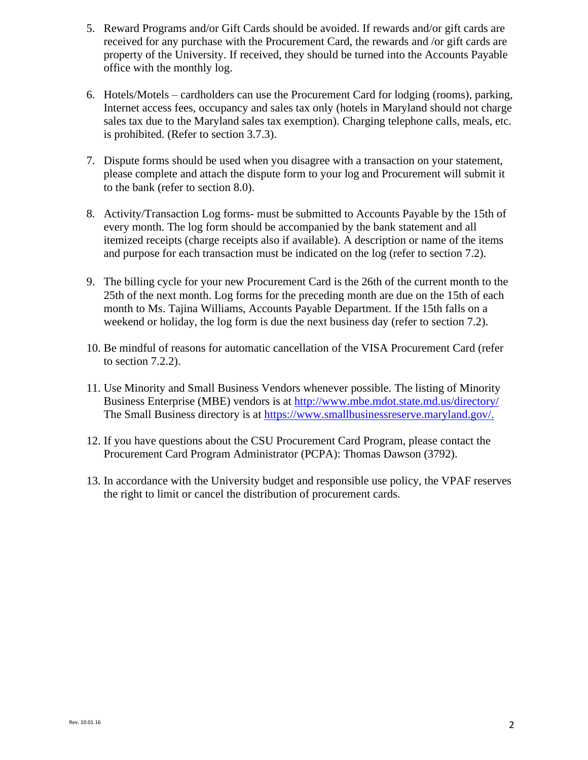5. Reward Programs and/or Gift Cards should be avoided. If rewards and/or gift cards are received for any purchase with the Procurement Card, the rewards and /or gift cards are property of the University. If received, they should be turned into the Accounts Payable office with the monthly log.

6. Hotels/Motels – cardholders can use the Procurement Card for lodging (rooms), parking, Internet access fees, occupancy and sales tax only (hotels in Maryland should not charge sales tax due to the Maryland sales tax exemption). Charging telephone calls, meals, etc. is prohibited. (Refer to section 3.7.3).

7. Dispute forms should be used when you disagree with a transaction on your statement, please complete and attach the dispute form to your log and Procurement will submit it to the bank (refer to section 8.0).

8. Activity/Transaction Log forms- must be submitted to Accounts Payable by the 15th of every month. The log form should be accompanied by the bank statement and all itemized receipts (charge receipts also if available). A description or name of the items and purpose for each transaction must be indicated on the log (refer to section 7.2).

9. The billing cycle for your new Procurement Card is the 26th of the current month to the 25th of the next month. Log forms for the preceding month are due on the 15th of each month to Ms. Tajina Williams, Accounts Payable Department. If the 15th falls on a weekend or holiday, the log form is due the next business day (refer to section 7.2).

10. Be mindful of reasons for automatic cancellation of the VISA Procurement Card (refer to section 7.2.2).

11. Use Minority and Small Business Vendors whenever possible. The listing of Minority Business Enterprise (MBE) vendors is at [http://www.mbe.mdot.state.md.us/directory/](http://www.mbe.mdot.state.md.us/directory/) The Small Business directory is at [https://www.smallbusinessreserve.maryland.gov/.](https://www.smallbusinessreserve.maryland.gov/)

12. If you have questions about the CSU Procurement Card Program, please contact the Procurement Card Program Administrator (PCPA): Thomas Dawson (3792).

13. In accordance with the University budget and responsible use policy, the VPAF reserves the right to limit or cancel the distribution of procurement cards.

Rev. 10.01.16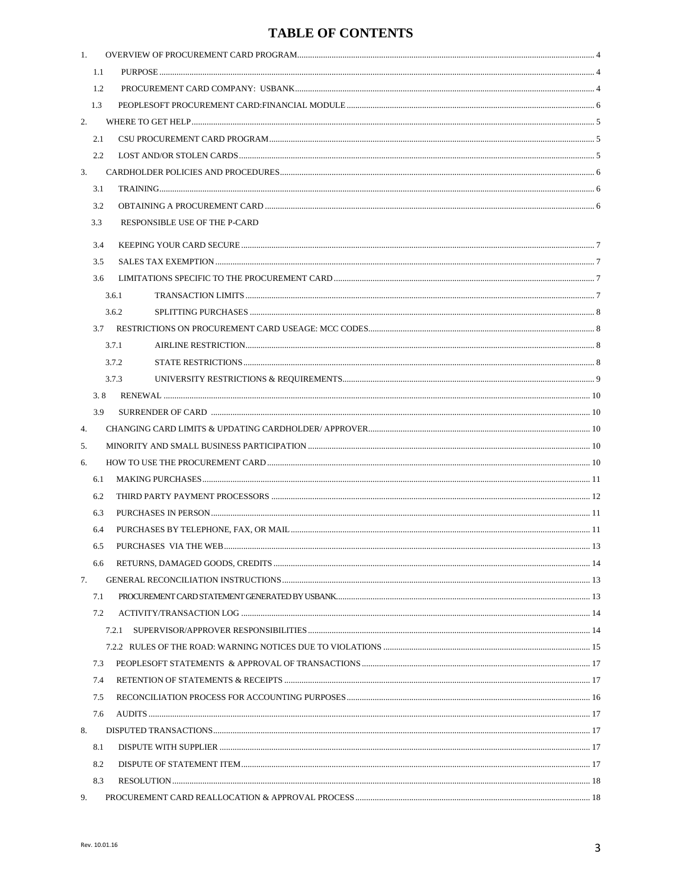# TABLE OF CONTENTS

| | | |
|---|---|---|
| 1. | OVERVIEW OF PROCUREMENT CARD PROGRAM | 4 |
| 1.1 | PURPOSE | 4 |
| 1.2 | PROCUREMENT CARD COMPANY: USBANK | 4 |
| 1.3 | PEOPLESOFT PROCUREMENT CARD:FINANCIAL MODULE | 6 |
| 2. | WHERE TO GET HELP | 5 |
| 2.1 | CSU PROCUREMENT CARD PROGRAM | 5 |
| 2.2 | LOST AND/OR STOLEN CARDS | 5 |
| 3. | CARDHOLDER POLICIES AND PROCEDURES | 6 |
| 3.1 | TRAINING | 6 |
| 3.2 | OBTAINING A PROCUREMENT CARD | 6 |
| 3.3 | RESPONSIBLE USE OF THE P-CARD | |
| 3.4 | KEEPING YOUR CARD SECURE | 7 |
| 3.5 | SALES TAX EXEMPTION | 7 |
| 3.6 | LIMITATIONS SPECIFIC TO THE PROCUREMENT CARD | 7 |
| 3.6.1 | TRANSACTION LIMITS | 7 |
| 3.6.2 | SPLITTING PURCHASES | 8 |
| 3.7 | RESTRICTIONS ON PROCUREMENT CARD USEAGE: MCC CODES | 8 |
| 3.7.1 | AIRLINE RESTRICTION | 8 |
| 3.7.2 | STATE RESTRICTIONS | 8 |
| 3.7.3 | UNIVERSITY RESTRICTIONS & REQUIREMENTS | 9 |
| 3. 8 | RENEWAL | 10 |
| 3.9 | SURRENDER OF CARD | 10 |
| 4. | CHANGING CARD LIMITS & UPDATING CARDHOLDER/ APPROVER | 10 |
| 5. | MINORITY AND SMALL BUSINESS PARTICIPATION | 10 |
| 6. | HOW TO USE THE PROCUREMENT CARD | 10 |
| 6.1 | MAKING PURCHASES | 11 |
| 6.2 | THIRD PARTY PAYMENT PROCESSORS | 12 |
| 6.3 | PURCHASES IN PERSON | 11 |
| 6.4 | PURCHASES BY TELEPHONE, FAX, OR MAIL | 11 |
| 6.5 | PURCHASES VIA THE WEB | 13 |
| 6.6 | RETURNS, DAMAGED GOODS, CREDITS | 14 |
| 7. | GENERAL RECONCILIATION INSTRUCTIONS | 13 |
| 7.1 | PROCUREMENT CARD STATEMENT GENERATED BY USBANK | 13 |
| 7.2 | ACTIVITY/TRANSACTION LOG | 14 |
| 7.2.1 | SUPERVISOR/APPROVER RESPONSIBILITIES | 14 |
| 7.2.2 | RULES OF THE ROAD: WARNING NOTICES DUE TO VIOLATIONS | 15 |
| 7.3 | PEOPLESOFT STATEMENTS & APPROVAL OF TRANSACTIONS | 17 |
| 7.4 | RETENTION OF STATEMENTS & RECEIPTS | 17 |
| 7.5 | RECONCILIATION PROCESS FOR ACCOUNTING PURPOSES | 16 |
| 7.6 | AUDITS | 17 |
| 8. | DISPUTED TRANSACTIONS | 17 |
| 8.1 | DISPUTE WITH SUPPLIER | 17 |
| 8.2 | DISPUTE OF STATEMENT ITEM | 17 |
| 8.3 | RESOLUTION | 18 |
| 9. | PROCUREMENT CARD REALLOCATION & APPROVAL PROCESS | 18 |

Rev. 10.01.16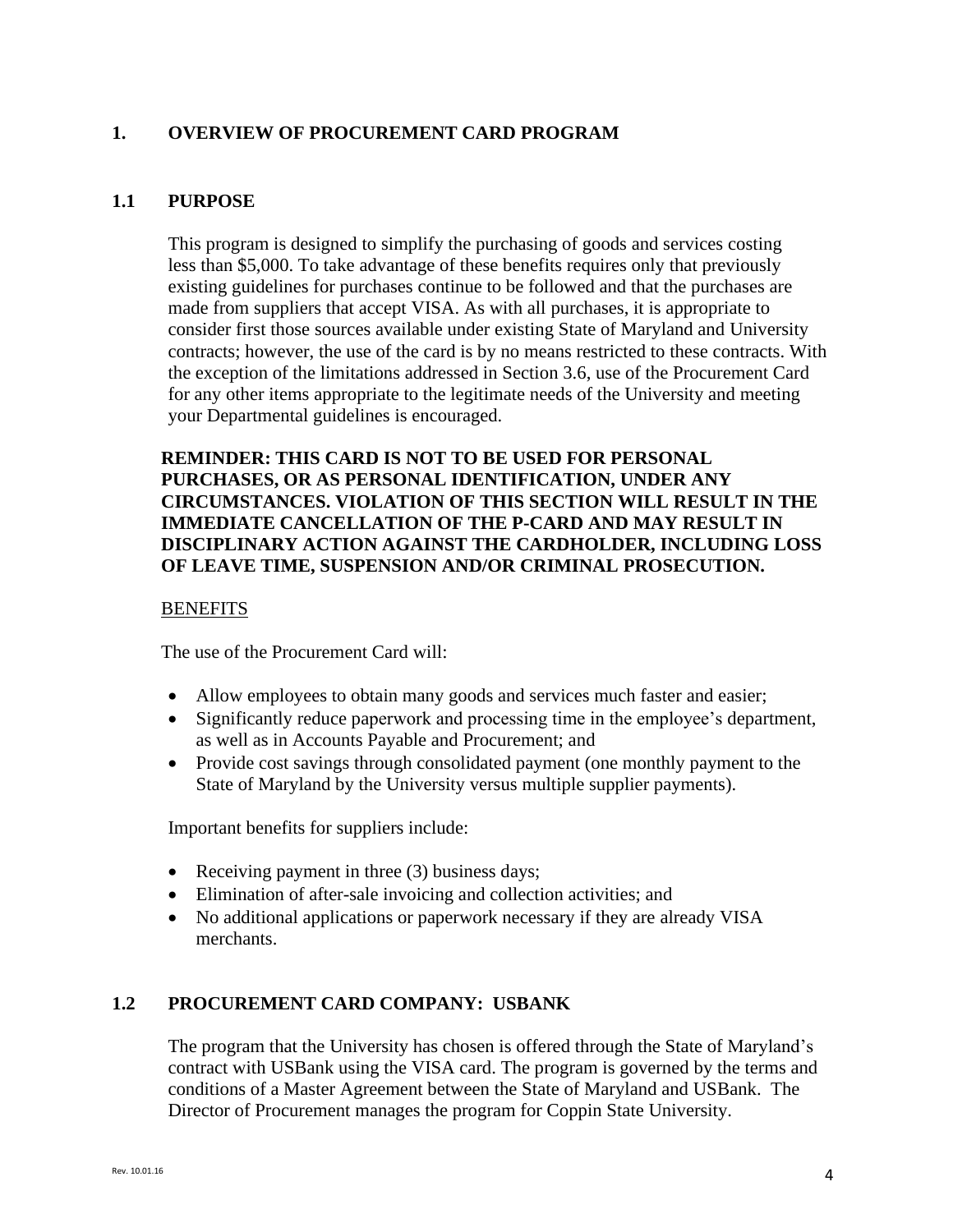# 1. OVERVIEW OF PROCUREMENT CARD PROGRAM

## 1.1 PURPOSE

This program is designed to simplify the purchasing of goods and services costing less than $5,000. To take advantage of these benefits requires only that previously existing guidelines for purchases continue to be followed and that the purchases are made from suppliers that accept VISA. As with all purchases, it is appropriate to consider first those sources available under existing State of Maryland and University contracts; however, the use of the card is by no means restricted to these contracts. With the exception of the limitations addressed in Section 3.6, use of the Procurement Card for any other items appropriate to the legitimate needs of the University and meeting your Departmental guidelines is encouraged.

**REMINDER: THIS CARD IS NOT TO BE USED FOR PERSONAL PURCHASES, OR AS PERSONAL IDENTIFICATION, UNDER ANY CIRCUMSTANCES. VIOLATION OF THIS SECTION WILL RESULT IN THE IMMEDIATE CANCELLATION OF THE P-CARD AND MAY RESULT IN DISCIPLINARY ACTION AGAINST THE CARDHOLDER, INCLUDING LOSS OF LEAVE TIME, SUSPENSION AND/OR CRIMINAL PROSECUTION.**

<u>BENEFITS</u>

The use of the Procurement Card will:

- Allow employees to obtain many goods and services much faster and easier;
- Significantly reduce paperwork and processing time in the employee's department, as well as in Accounts Payable and Procurement; and
- Provide cost savings through consolidated payment (one monthly payment to the State of Maryland by the University versus multiple supplier payments).

Important benefits for suppliers include:

- Receiving payment in three (3) business days;
- Elimination of after-sale invoicing and collection activities; and
- No additional applications or paperwork necessary if they are already VISA merchants.

## 1.2 PROCUREMENT CARD COMPANY: USBANK

The program that the University has chosen is offered through the State of Maryland's contract with USBank using the VISA card. The program is governed by the terms and conditions of a Master Agreement between the State of Maryland and USBank. The Director of Procurement manages the program for Coppin State University.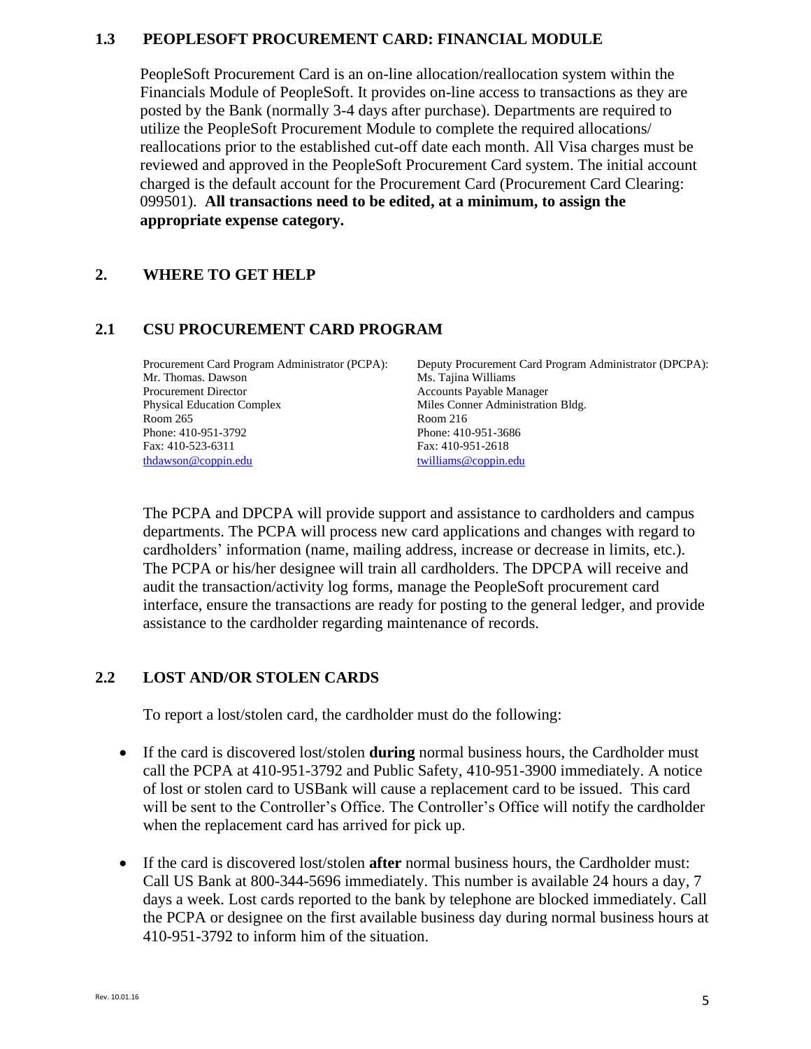## 1.3 PEOPLESOFT PROCUREMENT CARD: FINANCIAL MODULE

PeopleSoft Procurement Card is an on-line allocation/reallocation system within the Financials Module of PeopleSoft. It provides on-line access to transactions as they are posted by the Bank (normally 3-4 days after purchase). Departments are required to utilize the PeopleSoft Procurement Module to complete the required allocations/ reallocations prior to the established cut-off date each month. All Visa charges must be reviewed and approved in the PeopleSoft Procurement Card system. The initial account charged is the default account for the Procurement Card (Procurement Card Clearing: 099501). **All transactions need to be edited, at a minimum, to assign the appropriate expense category.**

# 2. WHERE TO GET HELP

## 2.1 CSU PROCUREMENT CARD PROGRAM

Procurement Card Program Administrator (PCPA):
Mr. Thomas. Dawson
Procurement Director
Physical Education Complex
Room 265
Phone: 410-951-3792
Fax: 410-523-6311
thdawson@coppin.edu

Deputy Procurement Card Program Administrator (DPCPA):
Ms. Tajina Williams
Accounts Payable Manager
Miles Conner Administration Bldg.
Room 216
Phone: 410-951-3686
Fax: 410-951-2618
twilliams@coppin.edu

The PCPA and DPCPA will provide support and assistance to cardholders and campus departments. The PCPA will process new card applications and changes with regard to cardholders' information (name, mailing address, increase or decrease in limits, etc.). The PCPA or his/her designee will train all cardholders. The DPCPA will receive and audit the transaction/activity log forms, manage the PeopleSoft procurement card interface, ensure the transactions are ready for posting to the general ledger, and provide assistance to the cardholder regarding maintenance of records.

## 2.2 LOST AND/OR STOLEN CARDS

To report a lost/stolen card, the cardholder must do the following:

- If the card is discovered lost/stolen **during** normal business hours, the Cardholder must call the PCPA at 410-951-3792 and Public Safety, 410-951-3900 immediately. A notice of lost or stolen card to USBank will cause a replacement card to be issued. This card will be sent to the Controller's Office. The Controller's Office will notify the cardholder when the replacement card has arrived for pick up.
- If the card is discovered lost/stolen **after** normal business hours, the Cardholder must: Call US Bank at 800-344-5696 immediately. This number is available 24 hours a day, 7 days a week. Lost cards reported to the bank by telephone are blocked immediately. Call the PCPA or designee on the first available business day during normal business hours at 410-951-3792 to inform him of the situation.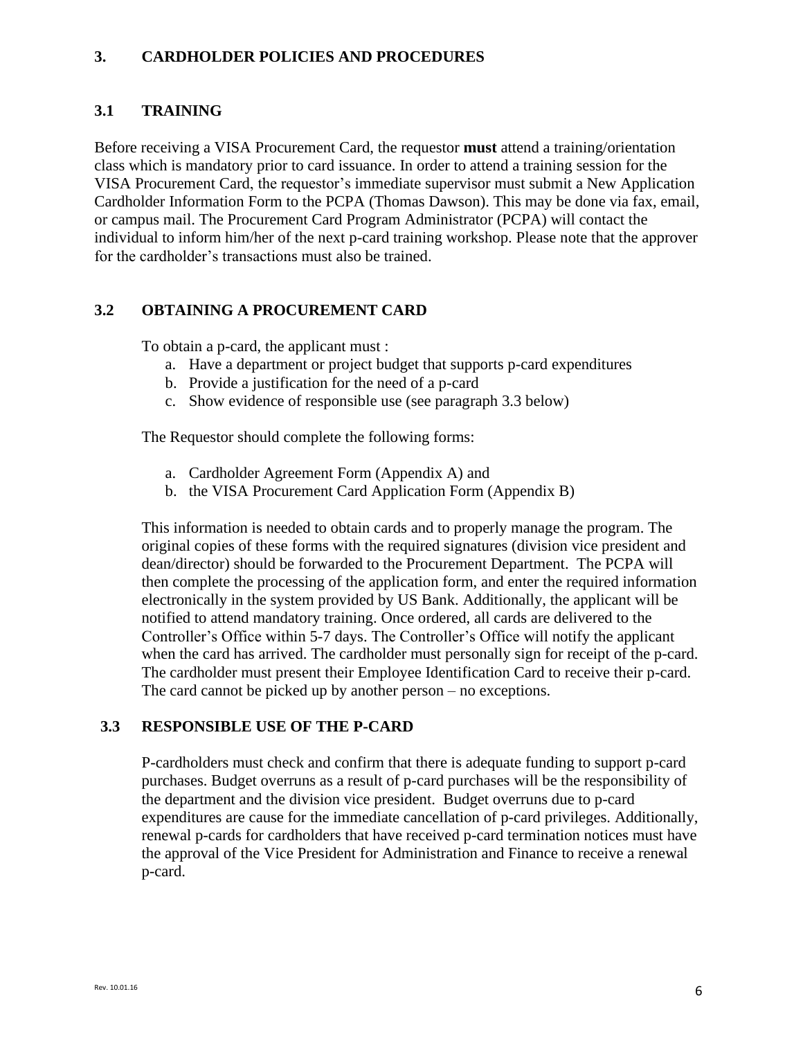## 3. CARDHOLDER POLICIES AND PROCEDURES

### 3.1 TRAINING

Before receiving a VISA Procurement Card, the requestor **must** attend a training/orientation class which is mandatory prior to card issuance. In order to attend a training session for the VISA Procurement Card, the requestor's immediate supervisor must submit a New Application Cardholder Information Form to the PCPA (Thomas Dawson). This may be done via fax, email, or campus mail. The Procurement Card Program Administrator (PCPA) will contact the individual to inform him/her of the next p-card training workshop. Please note that the approver for the cardholder's transactions must also be trained.

### 3.2 OBTAINING A PROCUREMENT CARD

To obtain a p-card, the applicant must :

a. Have a department or project budget that supports p-card expenditures
b. Provide a justification for the need of a p-card
c. Show evidence of responsible use (see paragraph 3.3 below)

The Requestor should complete the following forms:

a. Cardholder Agreement Form (Appendix A) and
b. the VISA Procurement Card Application Form (Appendix B)

This information is needed to obtain cards and to properly manage the program. The original copies of these forms with the required signatures (division vice president and dean/director) should be forwarded to the Procurement Department. The PCPA will then complete the processing of the application form, and enter the required information electronically in the system provided by US Bank. Additionally, the applicant will be notified to attend mandatory training. Once ordered, all cards are delivered to the Controller's Office within 5-7 days. The Controller's Office will notify the applicant when the card has arrived. The cardholder must personally sign for receipt of the p-card. The cardholder must present their Employee Identification Card to receive their p-card. The card cannot be picked up by another person – no exceptions.

### 3.3 RESPONSIBLE USE OF THE P-CARD

P-cardholders must check and confirm that there is adequate funding to support p-card purchases. Budget overruns as a result of p-card purchases will be the responsibility of the department and the division vice president. Budget overruns due to p-card expenditures are cause for the immediate cancellation of p-card privileges. Additionally, renewal p-cards for cardholders that have received p-card termination notices must have the approval of the Vice President for Administration and Finance to receive a renewal p-card.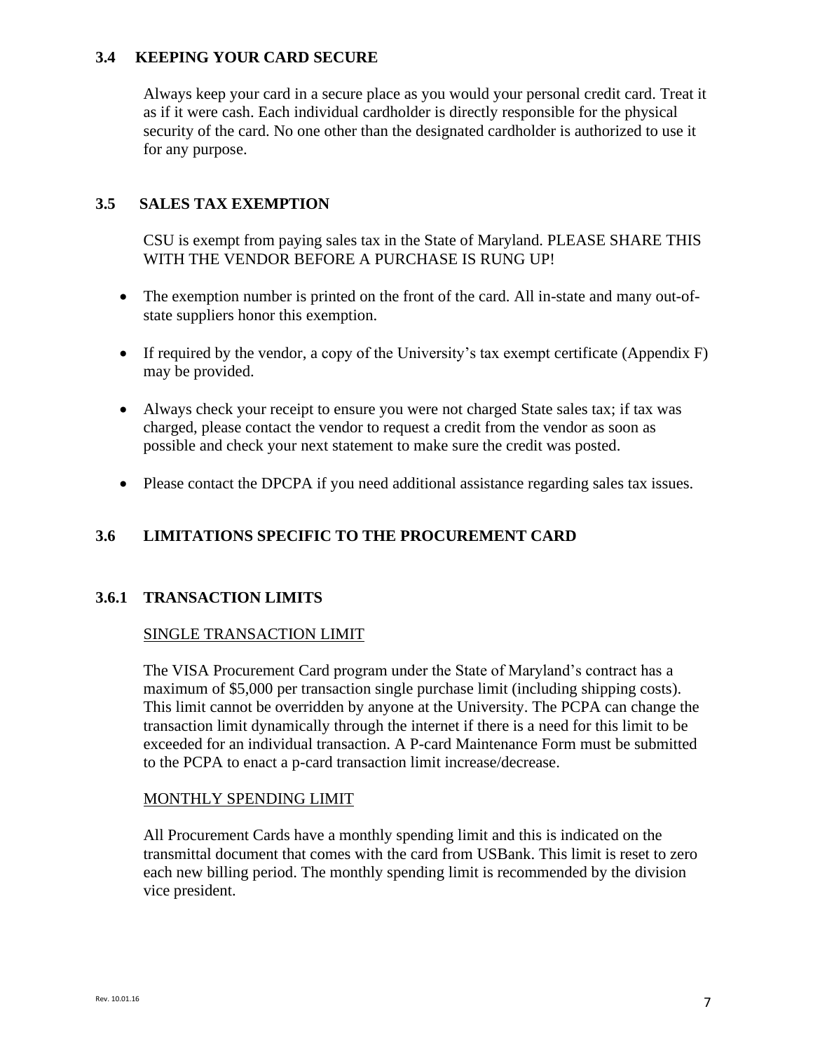### 3.4 KEEPING YOUR CARD SECURE

Always keep your card in a secure place as you would your personal credit card. Treat it as if it were cash. Each individual cardholder is directly responsible for the physical security of the card. No one other than the designated cardholder is authorized to use it for any purpose.

### 3.5 SALES TAX EXEMPTION

CSU is exempt from paying sales tax in the State of Maryland. PLEASE SHARE THIS WITH THE VENDOR BEFORE A PURCHASE IS RUNG UP!

- The exemption number is printed on the front of the card. All in-state and many out-of-state suppliers honor this exemption.
- If required by the vendor, a copy of the University's tax exempt certificate (Appendix F) may be provided.
- Always check your receipt to ensure you were not charged State sales tax; if tax was charged, please contact the vendor to request a credit from the vendor as soon as possible and check your next statement to make sure the credit was posted.
- Please contact the DPCPA if you need additional assistance regarding sales tax issues.

### 3.6 LIMITATIONS SPECIFIC TO THE PROCUREMENT CARD

#### 3.6.1 TRANSACTION LIMITS

SINGLE TRANSACTION LIMIT

The VISA Procurement Card program under the State of Maryland's contract has a maximum of $5,000 per transaction single purchase limit (including shipping costs). This limit cannot be overridden by anyone at the University. The PCPA can change the transaction limit dynamically through the internet if there is a need for this limit to be exceeded for an individual transaction. A P-card Maintenance Form must be submitted to the PCPA to enact a p-card transaction limit increase/decrease.

MONTHLY SPENDING LIMIT

All Procurement Cards have a monthly spending limit and this is indicated on the transmittal document that comes with the card from USBank. This limit is reset to zero each new billing period. The monthly spending limit is recommended by the division vice president.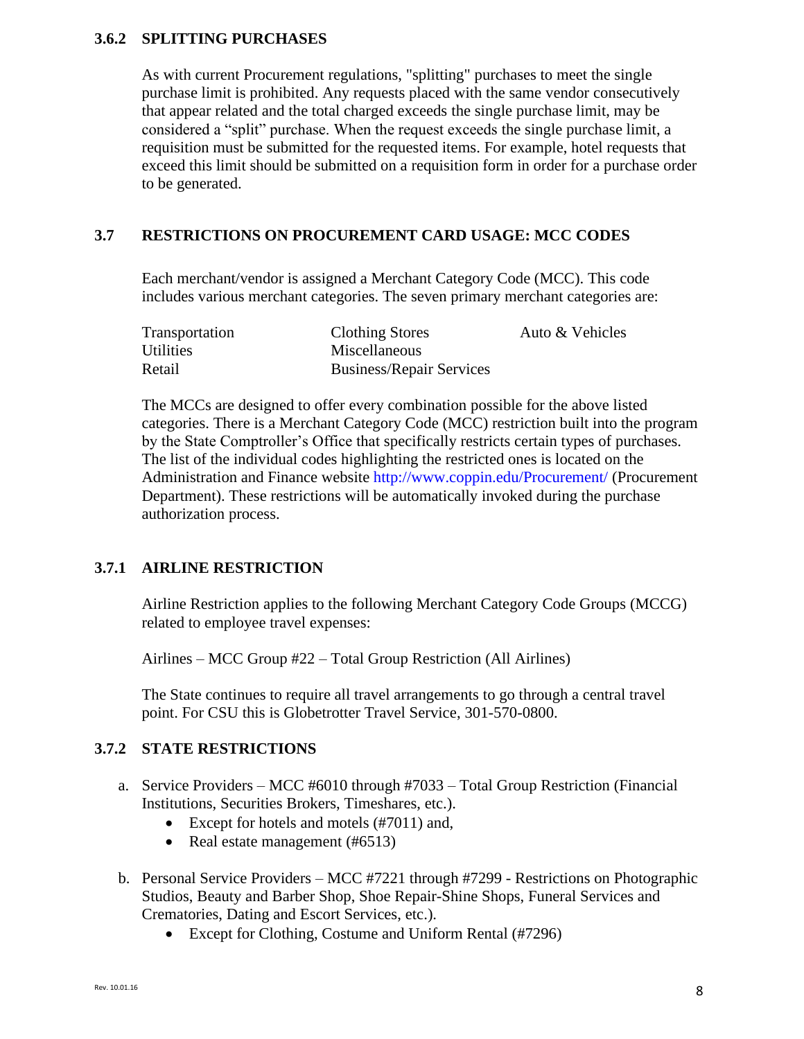### 3.6.2 SPLITTING PURCHASES

As with current Procurement regulations, "splitting" purchases to meet the single purchase limit is prohibited. Any requests placed with the same vendor consecutively that appear related and the total charged exceeds the single purchase limit, may be considered a "split" purchase. When the request exceeds the single purchase limit, a requisition must be submitted for the requested items. For example, hotel requests that exceed this limit should be submitted on a requisition form in order for a purchase order to be generated.

## 3.7 RESTRICTIONS ON PROCUREMENT CARD USAGE: MCC CODES

Each merchant/vendor is assigned a Merchant Category Code (MCC). This code includes various merchant categories. The seven primary merchant categories are:

| | | |
|---|---|---|
| Transportation | Clothing Stores | Auto & Vehicles |
| Utilities | Miscellaneous | |
| Retail | Business/Repair Services | |

The MCCs are designed to offer every combination possible for the above listed categories. There is a Merchant Category Code (MCC) restriction built into the program by the State Comptroller's Office that specifically restricts certain types of purchases. The list of the individual codes highlighting the restricted ones is located on the Administration and Finance website http://www.coppin.edu/Procurement/ (Procurement Department). These restrictions will be automatically invoked during the purchase authorization process.

### 3.7.1 AIRLINE RESTRICTION

Airline Restriction applies to the following Merchant Category Code Groups (MCCG) related to employee travel expenses:

Airlines – MCC Group #22 – Total Group Restriction (All Airlines)

The State continues to require all travel arrangements to go through a central travel point. For CSU this is Globetrotter Travel Service, 301-570-0800.

### 3.7.2 STATE RESTRICTIONS

a. Service Providers – MCC #6010 through #7033 – Total Group Restriction (Financial Institutions, Securities Brokers, Timeshares, etc.).
   - Except for hotels and motels (#7011) and,
   - Real estate management (#6513)

b. Personal Service Providers – MCC #7221 through #7299 - Restrictions on Photographic Studios, Beauty and Barber Shop, Shoe Repair-Shine Shops, Funeral Services and Crematories, Dating and Escort Services, etc.).
   - Except for Clothing, Costume and Uniform Rental (#7296)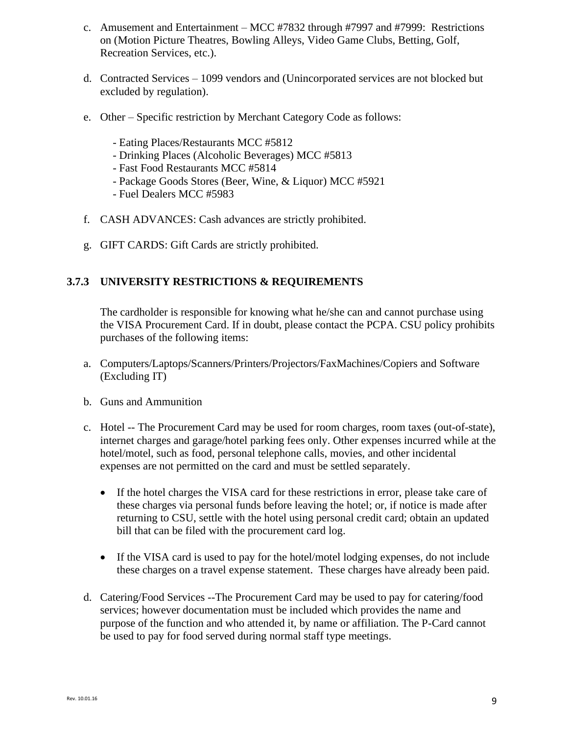c. Amusement and Entertainment – MCC #7832 through #7997 and #7999: Restrictions on (Motion Picture Theatres, Bowling Alleys, Video Game Clubs, Betting, Golf, Recreation Services, etc.).

d. Contracted Services – 1099 vendors and (Unincorporated services are not blocked but excluded by regulation).

e. Other – Specific restriction by Merchant Category Code as follows:

- Eating Places/Restaurants MCC #5812
- Drinking Places (Alcoholic Beverages) MCC #5813
- Fast Food Restaurants MCC #5814
- Package Goods Stores (Beer, Wine, & Liquor) MCC #5921
- Fuel Dealers MCC #5983

f. CASH ADVANCES: Cash advances are strictly prohibited.

g. GIFT CARDS: Gift Cards are strictly prohibited.

### 3.7.3 UNIVERSITY RESTRICTIONS & REQUIREMENTS

The cardholder is responsible for knowing what he/she can and cannot purchase using the VISA Procurement Card. If in doubt, please contact the PCPA. CSU policy prohibits purchases of the following items:

a. Computers/Laptops/Scanners/Printers/Projectors/FaxMachines/Copiers and Software (Excluding IT)

b. Guns and Ammunition

c. Hotel -- The Procurement Card may be used for room charges, room taxes (out-of-state), internet charges and garage/hotel parking fees only. Other expenses incurred while at the hotel/motel, such as food, personal telephone calls, movies, and other incidental expenses are not permitted on the card and must be settled separately.

- If the hotel charges the VISA card for these restrictions in error, please take care of these charges via personal funds before leaving the hotel; or, if notice is made after returning to CSU, settle with the hotel using personal credit card; obtain an updated bill that can be filed with the procurement card log.
- If the VISA card is used to pay for the hotel/motel lodging expenses, do not include these charges on a travel expense statement. These charges have already been paid.

d. Catering/Food Services --The Procurement Card may be used to pay for catering/food services; however documentation must be included which provides the name and purpose of the function and who attended it, by name or affiliation. The P-Card cannot be used to pay for food served during normal staff type meetings.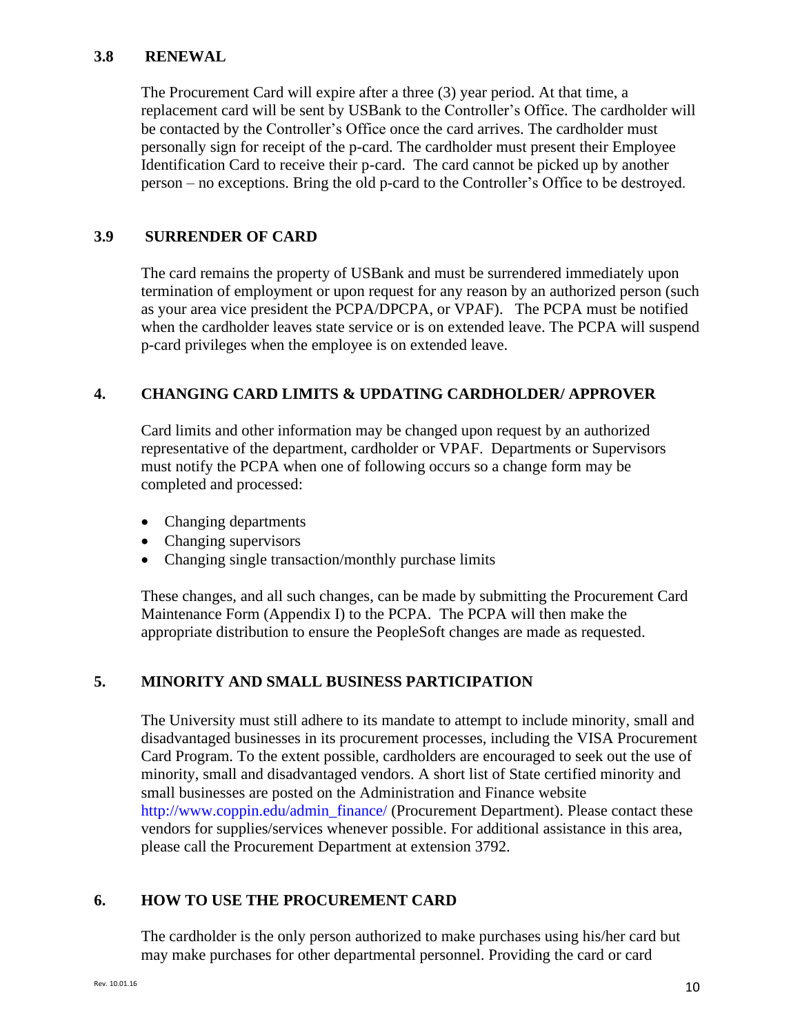### 3.8 RENEWAL

The Procurement Card will expire after a three (3) year period. At that time, a replacement card will be sent by USBank to the Controller's Office. The cardholder will be contacted by the Controller's Office once the card arrives. The cardholder must personally sign for receipt of the p-card. The cardholder must present their Employee Identification Card to receive their p-card. The card cannot be picked up by another person – no exceptions. Bring the old p-card to the Controller's Office to be destroyed.

### 3.9 SURRENDER OF CARD

The card remains the property of USBank and must be surrendered immediately upon termination of employment or upon request for any reason by an authorized person (such as your area vice president the PCPA/DPCPA, or VPAF). The PCPA must be notified when the cardholder leaves state service or is on extended leave. The PCPA will suspend p-card privileges when the employee is on extended leave.

## 4. CHANGING CARD LIMITS & UPDATING CARDHOLDER/ APPROVER

Card limits and other information may be changed upon request by an authorized representative of the department, cardholder or VPAF. Departments or Supervisors must notify the PCPA when one of following occurs so a change form may be completed and processed:

- Changing departments
- Changing supervisors
- Changing single transaction/monthly purchase limits

These changes, and all such changes, can be made by submitting the Procurement Card Maintenance Form (Appendix I) to the PCPA. The PCPA will then make the appropriate distribution to ensure the PeopleSoft changes are made as requested.

## 5. MINORITY AND SMALL BUSINESS PARTICIPATION

The University must still adhere to its mandate to attempt to include minority, small and disadvantaged businesses in its procurement processes, including the VISA Procurement Card Program. To the extent possible, cardholders are encouraged to seek out the use of minority, small and disadvantaged vendors. A short list of State certified minority and small businesses are posted on the Administration and Finance website http://www.coppin.edu/admin_finance/ (Procurement Department). Please contact these vendors for supplies/services whenever possible. For additional assistance in this area, please call the Procurement Department at extension 3792.

## 6. HOW TO USE THE PROCUREMENT CARD

The cardholder is the only person authorized to make purchases using his/her card but may make purchases for other departmental personnel. Providing the card or card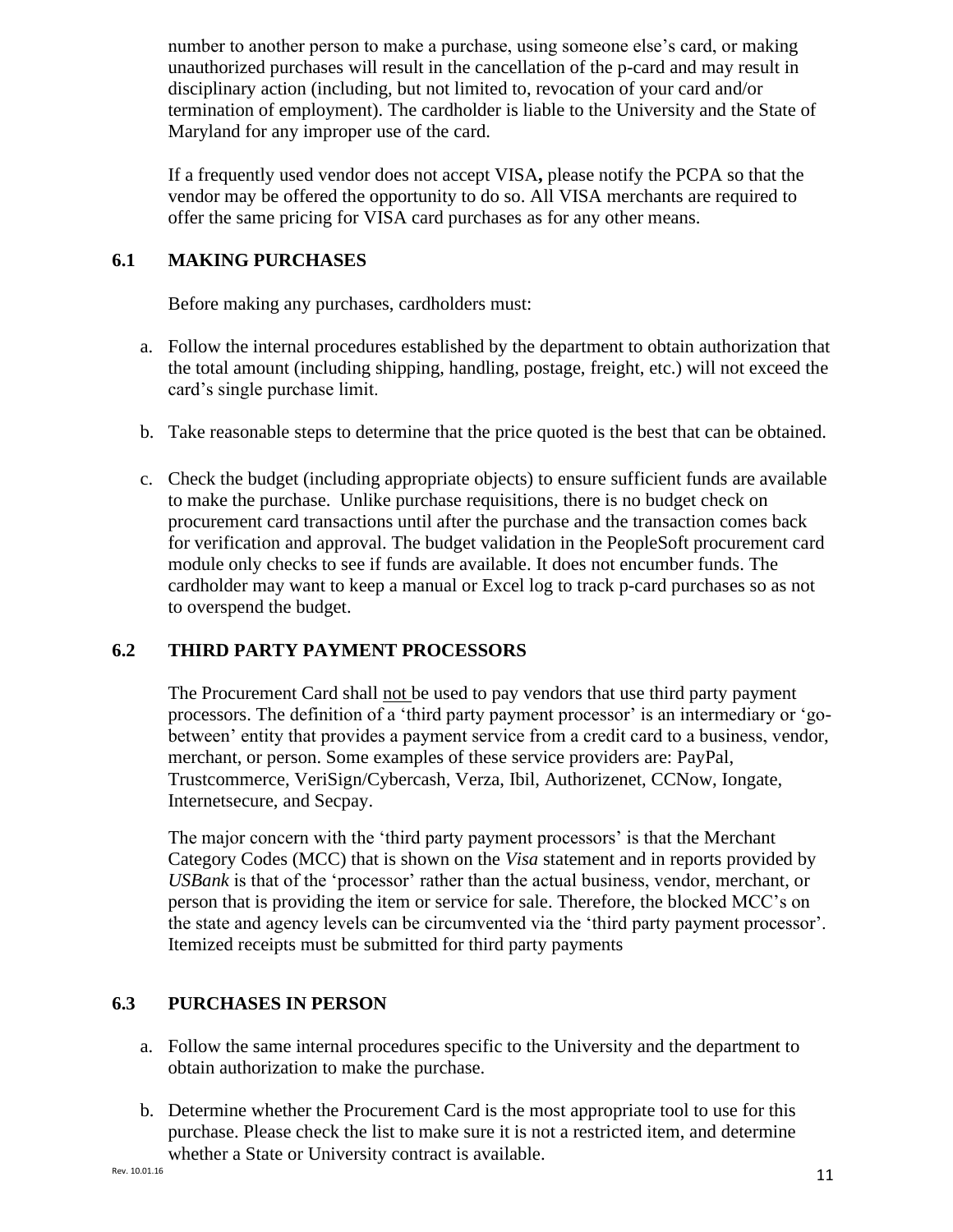number to another person to make a purchase, using someone else's card, or making unauthorized purchases will result in the cancellation of the p-card and may result in disciplinary action (including, but not limited to, revocation of your card and/or termination of employment). The cardholder is liable to the University and the State of Maryland for any improper use of the card.

If a frequently used vendor does not accept VISA**,** please notify the PCPA so that the vendor may be offered the opportunity to do so. All VISA merchants are required to offer the same pricing for VISA card purchases as for any other means.

### 6.1 MAKING PURCHASES

Before making any purchases, cardholders must:

a. Follow the internal procedures established by the department to obtain authorization that the total amount (including shipping, handling, postage, freight, etc.) will not exceed the card's single purchase limit.

b. Take reasonable steps to determine that the price quoted is the best that can be obtained.

c. Check the budget (including appropriate objects) to ensure sufficient funds are available to make the purchase. Unlike purchase requisitions, there is no budget check on procurement card transactions until after the purchase and the transaction comes back for verification and approval. The budget validation in the PeopleSoft procurement card module only checks to see if funds are available. It does not encumber funds. The cardholder may want to keep a manual or Excel log to track p-card purchases so as not to overspend the budget.

### 6.2 THIRD PARTY PAYMENT PROCESSORS

The Procurement Card shall <u>not</u> be used to pay vendors that use third party payment processors. The definition of a 'third party payment processor' is an intermediary or 'go-between' entity that provides a payment service from a credit card to a business, vendor, merchant, or person. Some examples of these service providers are: PayPal, Trustcommerce, VeriSign/Cybercash, Verza, Ibil, Authorizenet, CCNow, Iongate, Internetsecure, and Secpay.

The major concern with the 'third party payment processors' is that the Merchant Category Codes (MCC) that is shown on the *Visa* statement and in reports provided by *USBank* is that of the 'processor' rather than the actual business, vendor, merchant, or person that is providing the item or service for sale. Therefore, the blocked MCC's on the state and agency levels can be circumvented via the 'third party payment processor'. Itemized receipts must be submitted for third party payments

### 6.3 PURCHASES IN PERSON

a. Follow the same internal procedures specific to the University and the department to obtain authorization to make the purchase.

b. Determine whether the Procurement Card is the most appropriate tool to use for this purchase. Please check the list to make sure it is not a restricted item, and determine whether a State or University contract is available.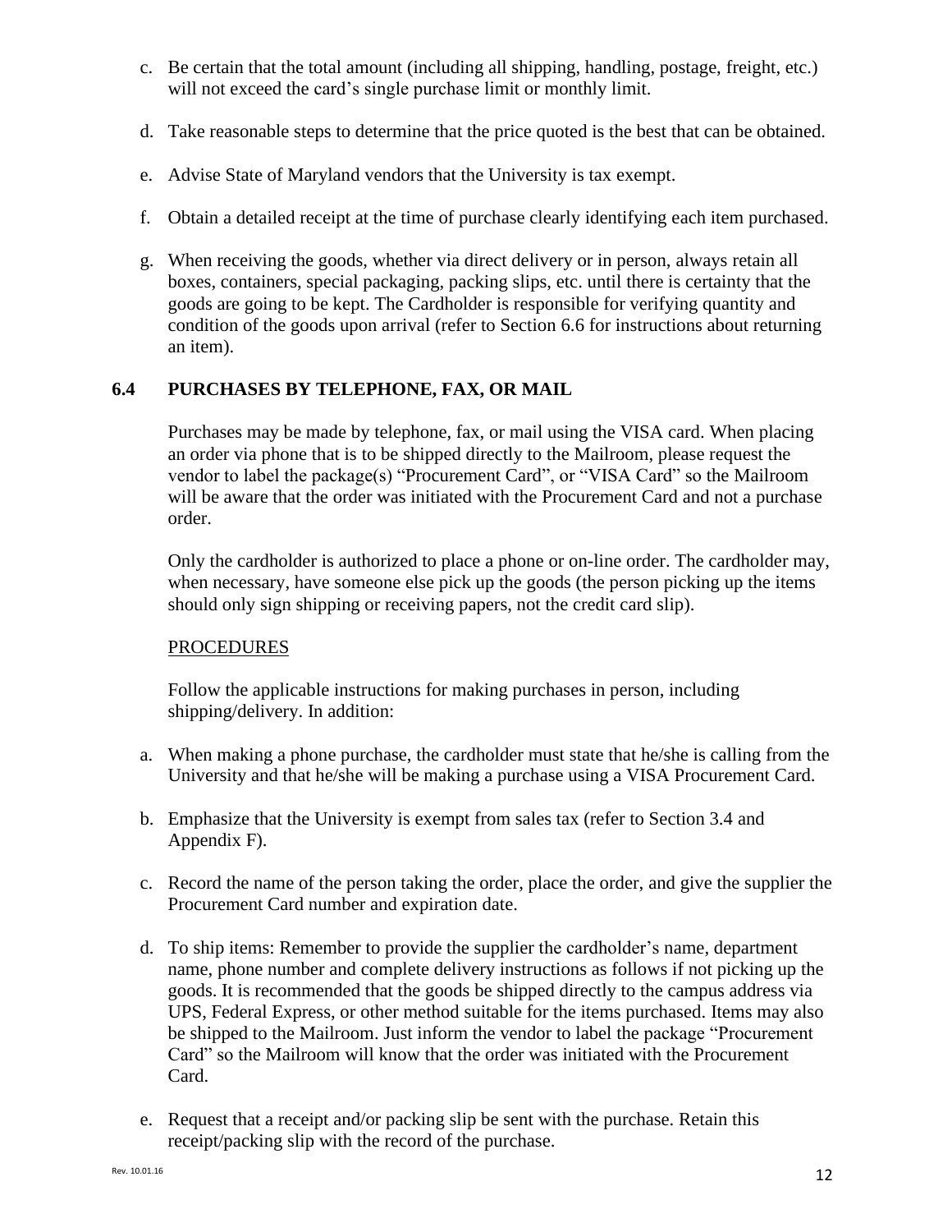c. Be certain that the total amount (including all shipping, handling, postage, freight, etc.) will not exceed the card's single purchase limit or monthly limit.

d. Take reasonable steps to determine that the price quoted is the best that can be obtained.

e. Advise State of Maryland vendors that the University is tax exempt.

f. Obtain a detailed receipt at the time of purchase clearly identifying each item purchased.

g. When receiving the goods, whether via direct delivery or in person, always retain all boxes, containers, special packaging, packing slips, etc. until there is certainty that the goods are going to be kept. The Cardholder is responsible for verifying quantity and condition of the goods upon arrival (refer to Section 6.6 for instructions about returning an item).

### 6.4 PURCHASES BY TELEPHONE, FAX, OR MAIL

Purchases may be made by telephone, fax, or mail using the VISA card. When placing an order via phone that is to be shipped directly to the Mailroom, please request the vendor to label the package(s) "Procurement Card", or "VISA Card" so the Mailroom will be aware that the order was initiated with the Procurement Card and not a purchase order.

Only the cardholder is authorized to place a phone or on-line order. The cardholder may, when necessary, have someone else pick up the goods (the person picking up the items should only sign shipping or receiving papers, not the credit card slip).

<u>PROCEDURES</u>

Follow the applicable instructions for making purchases in person, including shipping/delivery. In addition:

a. When making a phone purchase, the cardholder must state that he/she is calling from the University and that he/she will be making a purchase using a VISA Procurement Card.

b. Emphasize that the University is exempt from sales tax (refer to Section 3.4 and Appendix F).

c. Record the name of the person taking the order, place the order, and give the supplier the Procurement Card number and expiration date.

d. To ship items: Remember to provide the supplier the cardholder's name, department name, phone number and complete delivery instructions as follows if not picking up the goods. It is recommended that the goods be shipped directly to the campus address via UPS, Federal Express, or other method suitable for the items purchased. Items may also be shipped to the Mailroom. Just inform the vendor to label the package "Procurement Card" so the Mailroom will know that the order was initiated with the Procurement Card.

e. Request that a receipt and/or packing slip be sent with the purchase. Retain this receipt/packing slip with the record of the purchase.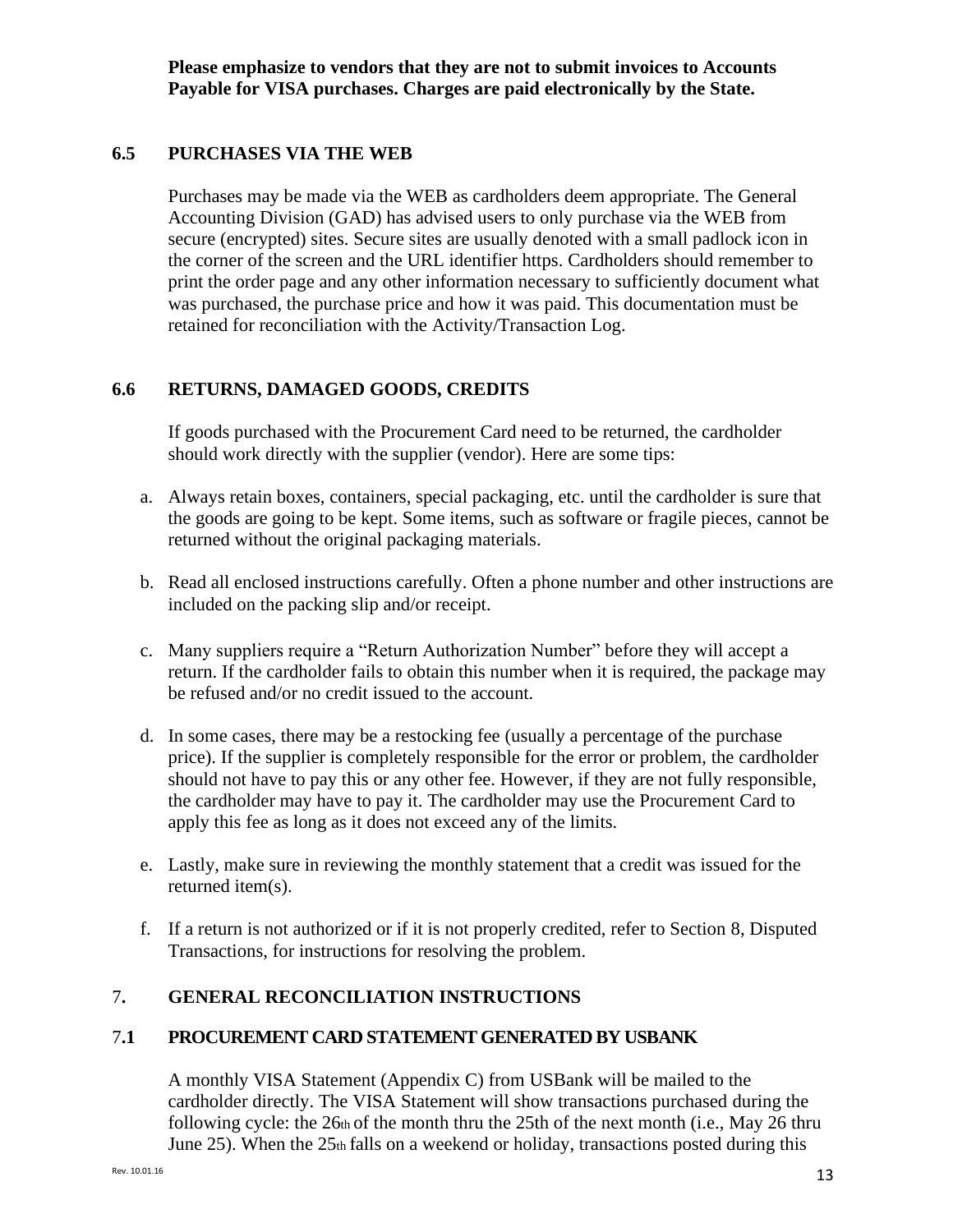**Please emphasize to vendors that they are not to submit invoices to Accounts Payable for VISA purchases. Charges are paid electronically by the State.**

## 6.5 PURCHASES VIA THE WEB

Purchases may be made via the WEB as cardholders deem appropriate. The General Accounting Division (GAD) has advised users to only purchase via the WEB from secure (encrypted) sites. Secure sites are usually denoted with a small padlock icon in the corner of the screen and the URL identifier https. Cardholders should remember to print the order page and any other information necessary to sufficiently document what was purchased, the purchase price and how it was paid. This documentation must be retained for reconciliation with the Activity/Transaction Log.

## 6.6 RETURNS, DAMAGED GOODS, CREDITS

If goods purchased with the Procurement Card need to be returned, the cardholder should work directly with the supplier (vendor). Here are some tips:

a. Always retain boxes, containers, special packaging, etc. until the cardholder is sure that the goods are going to be kept. Some items, such as software or fragile pieces, cannot be returned without the original packaging materials.

b. Read all enclosed instructions carefully. Often a phone number and other instructions are included on the packing slip and/or receipt.

c. Many suppliers require a "Return Authorization Number" before they will accept a return. If the cardholder fails to obtain this number when it is required, the package may be refused and/or no credit issued to the account.

d. In some cases, there may be a restocking fee (usually a percentage of the purchase price). If the supplier is completely responsible for the error or problem, the cardholder should not have to pay this or any other fee. However, if they are not fully responsible, the cardholder may have to pay it. The cardholder may use the Procurement Card to apply this fee as long as it does not exceed any of the limits.

e. Lastly, make sure in reviewing the monthly statement that a credit was issued for the returned item(s).

f. If a return is not authorized or if it is not properly credited, refer to Section 8, Disputed Transactions, for instructions for resolving the problem.

# 7. GENERAL RECONCILIATION INSTRUCTIONS

## 7.1 PROCUREMENT CARD STATEMENT GENERATED BY USBANK

A monthly VISA Statement (Appendix C) from USBank will be mailed to the cardholder directly. The VISA Statement will show transactions purchased during the following cycle: the 26th of the month thru the 25th of the next month (i.e., May 26 thru June 25). When the 25th falls on a weekend or holiday, transactions posted during this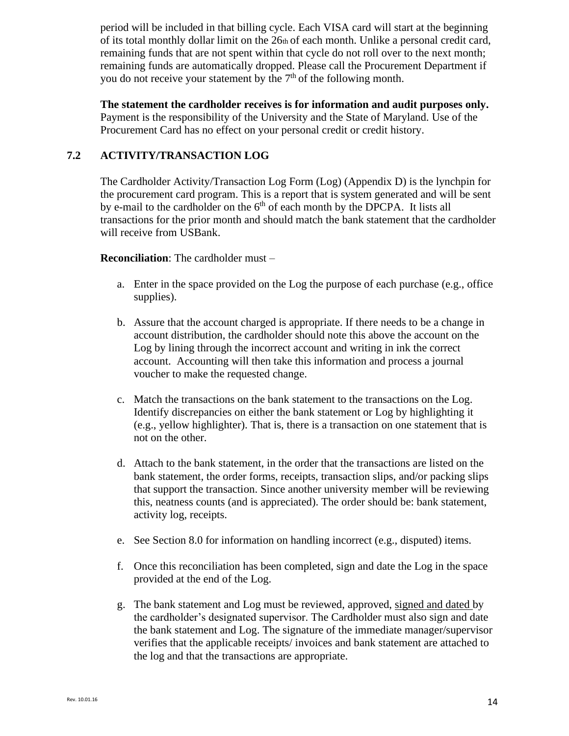period will be included in that billing cycle. Each VISA card will start at the beginning of its total monthly dollar limit on the 26th of each month. Unlike a personal credit card, remaining funds that are not spent within that cycle do not roll over to the next month; remaining funds are automatically dropped. Please call the Procurement Department if you do not receive your statement by the 7th of the following month.

**The statement the cardholder receives is for information and audit purposes only.** Payment is the responsibility of the University and the State of Maryland. Use of the Procurement Card has no effect on your personal credit or credit history.

## 7.2 ACTIVITY/TRANSACTION LOG

The Cardholder Activity/Transaction Log Form (Log) (Appendix D) is the lynchpin for the procurement card program. This is a report that is system generated and will be sent by e-mail to the cardholder on the 6th of each month by the DPCPA. It lists all transactions for the prior month and should match the bank statement that the cardholder will receive from USBank.

**Reconciliation**: The cardholder must –

a. Enter in the space provided on the Log the purpose of each purchase (e.g., office supplies).

b. Assure that the account charged is appropriate. If there needs to be a change in account distribution, the cardholder should note this above the account on the Log by lining through the incorrect account and writing in ink the correct account. Accounting will then take this information and process a journal voucher to make the requested change.

c. Match the transactions on the bank statement to the transactions on the Log. Identify discrepancies on either the bank statement or Log by highlighting it (e.g., yellow highlighter). That is, there is a transaction on one statement that is not on the other.

d. Attach to the bank statement, in the order that the transactions are listed on the bank statement, the order forms, receipts, transaction slips, and/or packing slips that support the transaction. Since another university member will be reviewing this, neatness counts (and is appreciated). The order should be: bank statement, activity log, receipts.

e. See Section 8.0 for information on handling incorrect (e.g., disputed) items.

f. Once this reconciliation has been completed, sign and date the Log in the space provided at the end of the Log.

g. The bank statement and Log must be reviewed, approved, signed and dated by the cardholder's designated supervisor. The Cardholder must also sign and date the bank statement and Log. The signature of the immediate manager/supervisor verifies that the applicable receipts/ invoices and bank statement are attached to the log and that the transactions are appropriate.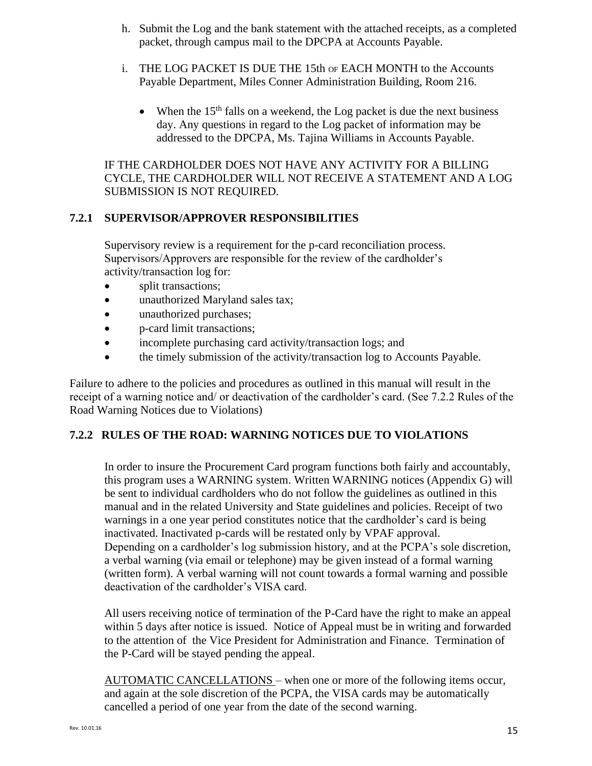h. Submit the Log and the bank statement with the attached receipts, as a completed packet, through campus mail to the DPCPA at Accounts Payable.

i. THE LOG PACKET IS DUE THE 15th OF EACH MONTH to the Accounts Payable Department, Miles Conner Administration Building, Room 216.

   - When the 15th falls on a weekend, the Log packet is due the next business day. Any questions in regard to the Log packet of information may be addressed to the DPCPA, Ms. Tajina Williams in Accounts Payable.

IF THE CARDHOLDER DOES NOT HAVE ANY ACTIVITY FOR A BILLING CYCLE, THE CARDHOLDER WILL NOT RECEIVE A STATEMENT AND A LOG SUBMISSION IS NOT REQUIRED.

### 7.2.1 SUPERVISOR/APPROVER RESPONSIBILITIES

Supervisory review is a requirement for the p-card reconciliation process. Supervisors/Approvers are responsible for the review of the cardholder's activity/transaction log for:

- split transactions;
- unauthorized Maryland sales tax;
- unauthorized purchases;
- p-card limit transactions;
- incomplete purchasing card activity/transaction logs; and
- the timely submission of the activity/transaction log to Accounts Payable.

Failure to adhere to the policies and procedures as outlined in this manual will result in the receipt of a warning notice and/ or deactivation of the cardholder's card. (See 7.2.2 Rules of the Road Warning Notices due to Violations)

### 7.2.2 RULES OF THE ROAD: WARNING NOTICES DUE TO VIOLATIONS

In order to insure the Procurement Card program functions both fairly and accountably, this program uses a WARNING system. Written WARNING notices (Appendix G) will be sent to individual cardholders who do not follow the guidelines as outlined in this manual and in the related University and State guidelines and policies. Receipt of two warnings in a one year period constitutes notice that the cardholder's card is being inactivated. Inactivated p-cards will be restated only by VPAF approval. Depending on a cardholder's log submission history, and at the PCPA's sole discretion, a verbal warning (via email or telephone) may be given instead of a formal warning (written form). A verbal warning will not count towards a formal warning and possible deactivation of the cardholder's VISA card.

All users receiving notice of termination of the P-Card have the right to make an appeal within 5 days after notice is issued. Notice of Appeal must be in writing and forwarded to the attention of the Vice President for Administration and Finance. Termination of the P-Card will be stayed pending the appeal.

AUTOMATIC CANCELLATIONS – when one or more of the following items occur, and again at the sole discretion of the PCPA, the VISA cards may be automatically cancelled a period of one year from the date of the second warning.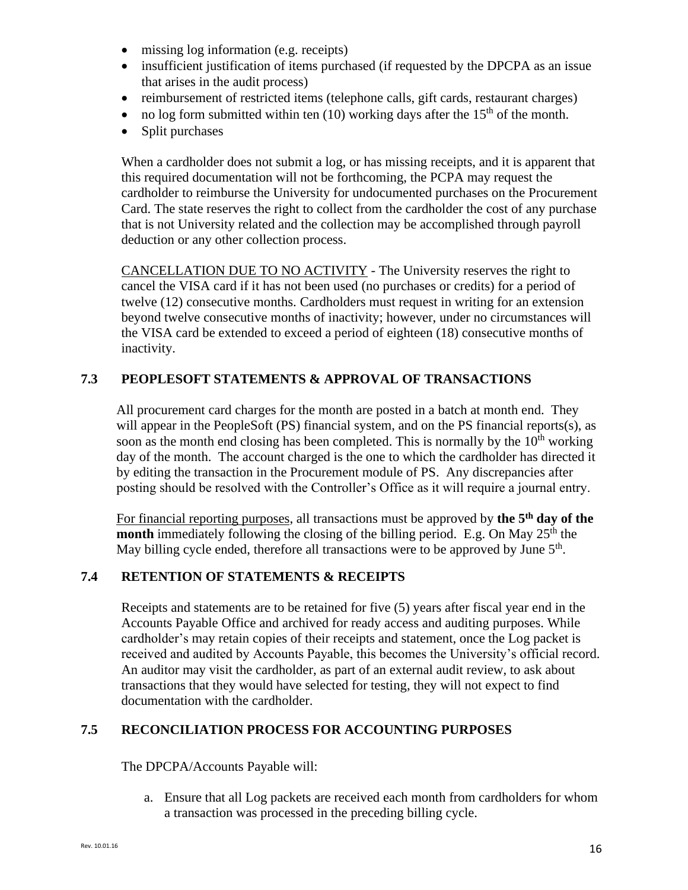- missing log information (e.g. receipts)
- insufficient justification of items purchased (if requested by the DPCPA as an issue that arises in the audit process)
- reimbursement of restricted items (telephone calls, gift cards, restaurant charges)
- no log form submitted within ten (10) working days after the 15th of the month.
- Split purchases

When a cardholder does not submit a log, or has missing receipts, and it is apparent that this required documentation will not be forthcoming, the PCPA may request the cardholder to reimburse the University for undocumented purchases on the Procurement Card. The state reserves the right to collect from the cardholder the cost of any purchase that is not University related and the collection may be accomplished through payroll deduction or any other collection process.

CANCELLATION DUE TO NO ACTIVITY - The University reserves the right to cancel the VISA card if it has not been used (no purchases or credits) for a period of twelve (12) consecutive months. Cardholders must request in writing for an extension beyond twelve consecutive months of inactivity; however, under no circumstances will the VISA card be extended to exceed a period of eighteen (18) consecutive months of inactivity.

## 7.3 PEOPLESOFT STATEMENTS & APPROVAL OF TRANSACTIONS

All procurement card charges for the month are posted in a batch at month end. They will appear in the PeopleSoft (PS) financial system, and on the PS financial reports(s), as soon as the month end closing has been completed. This is normally by the 10th working day of the month. The account charged is the one to which the cardholder has directed it by editing the transaction in the Procurement module of PS. Any discrepancies after posting should be resolved with the Controller's Office as it will require a journal entry.

For financial reporting purposes, all transactions must be approved by **the 5th day of the month** immediately following the closing of the billing period. E.g. On May 25th the May billing cycle ended, therefore all transactions were to be approved by June 5th.

## 7.4 RETENTION OF STATEMENTS & RECEIPTS

Receipts and statements are to be retained for five (5) years after fiscal year end in the Accounts Payable Office and archived for ready access and auditing purposes. While cardholder's may retain copies of their receipts and statement, once the Log packet is received and audited by Accounts Payable, this becomes the University's official record. An auditor may visit the cardholder, as part of an external audit review, to ask about transactions that they would have selected for testing, they will not expect to find documentation with the cardholder.

## 7.5 RECONCILIATION PROCESS FOR ACCOUNTING PURPOSES

The DPCPA/Accounts Payable will:

a. Ensure that all Log packets are received each month from cardholders for whom a transaction was processed in the preceding billing cycle.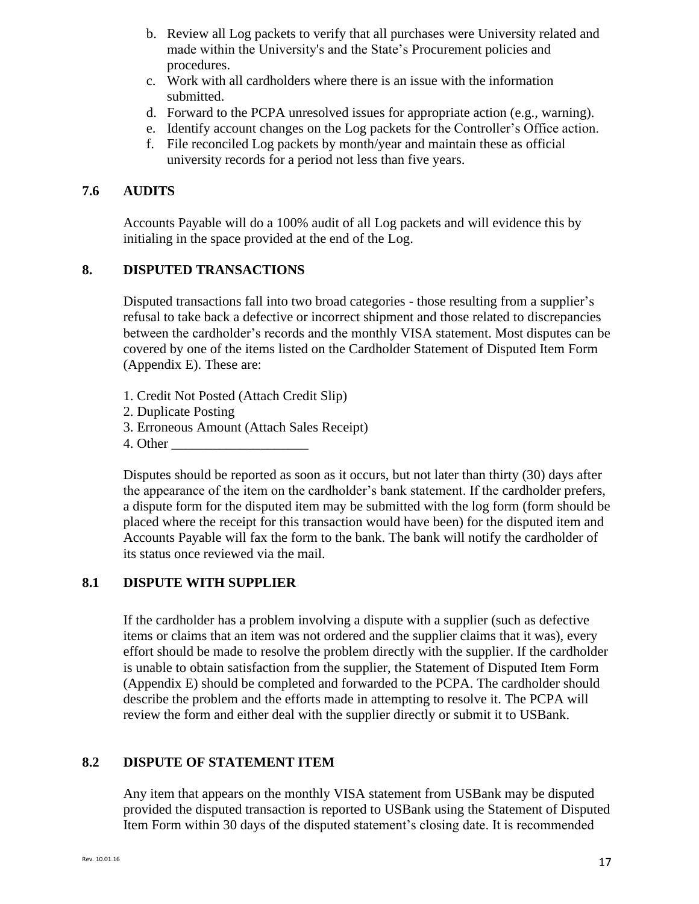b. Review all Log packets to verify that all purchases were University related and made within the University's and the State's Procurement policies and procedures.
c. Work with all cardholders where there is an issue with the information submitted.
d. Forward to the PCPA unresolved issues for appropriate action (e.g., warning).
e. Identify account changes on the Log packets for the Controller's Office action.
f. File reconciled Log packets by month/year and maintain these as official university records for a period not less than five years.

### 7.6 AUDITS

Accounts Payable will do a 100% audit of all Log packets and will evidence this by initialing in the space provided at the end of the Log.

## 8. DISPUTED TRANSACTIONS

Disputed transactions fall into two broad categories - those resulting from a supplier's refusal to take back a defective or incorrect shipment and those related to discrepancies between the cardholder's records and the monthly VISA statement. Most disputes can be covered by one of the items listed on the Cardholder Statement of Disputed Item Form (Appendix E). These are:

1. Credit Not Posted (Attach Credit Slip)
2. Duplicate Posting
3. Erroneous Amount (Attach Sales Receipt)
4. Other ____________________

Disputes should be reported as soon as it occurs, but not later than thirty (30) days after the appearance of the item on the cardholder's bank statement. If the cardholder prefers, a dispute form for the disputed item may be submitted with the log form (form should be placed where the receipt for this transaction would have been) for the disputed item and Accounts Payable will fax the form to the bank. The bank will notify the cardholder of its status once reviewed via the mail.

### 8.1 DISPUTE WITH SUPPLIER

If the cardholder has a problem involving a dispute with a supplier (such as defective items or claims that an item was not ordered and the supplier claims that it was), every effort should be made to resolve the problem directly with the supplier. If the cardholder is unable to obtain satisfaction from the supplier, the Statement of Disputed Item Form (Appendix E) should be completed and forwarded to the PCPA. The cardholder should describe the problem and the efforts made in attempting to resolve it. The PCPA will review the form and either deal with the supplier directly or submit it to USBank.

### 8.2 DISPUTE OF STATEMENT ITEM

Any item that appears on the monthly VISA statement from USBank may be disputed provided the disputed transaction is reported to USBank using the Statement of Disputed Item Form within 30 days of the disputed statement's closing date. It is recommended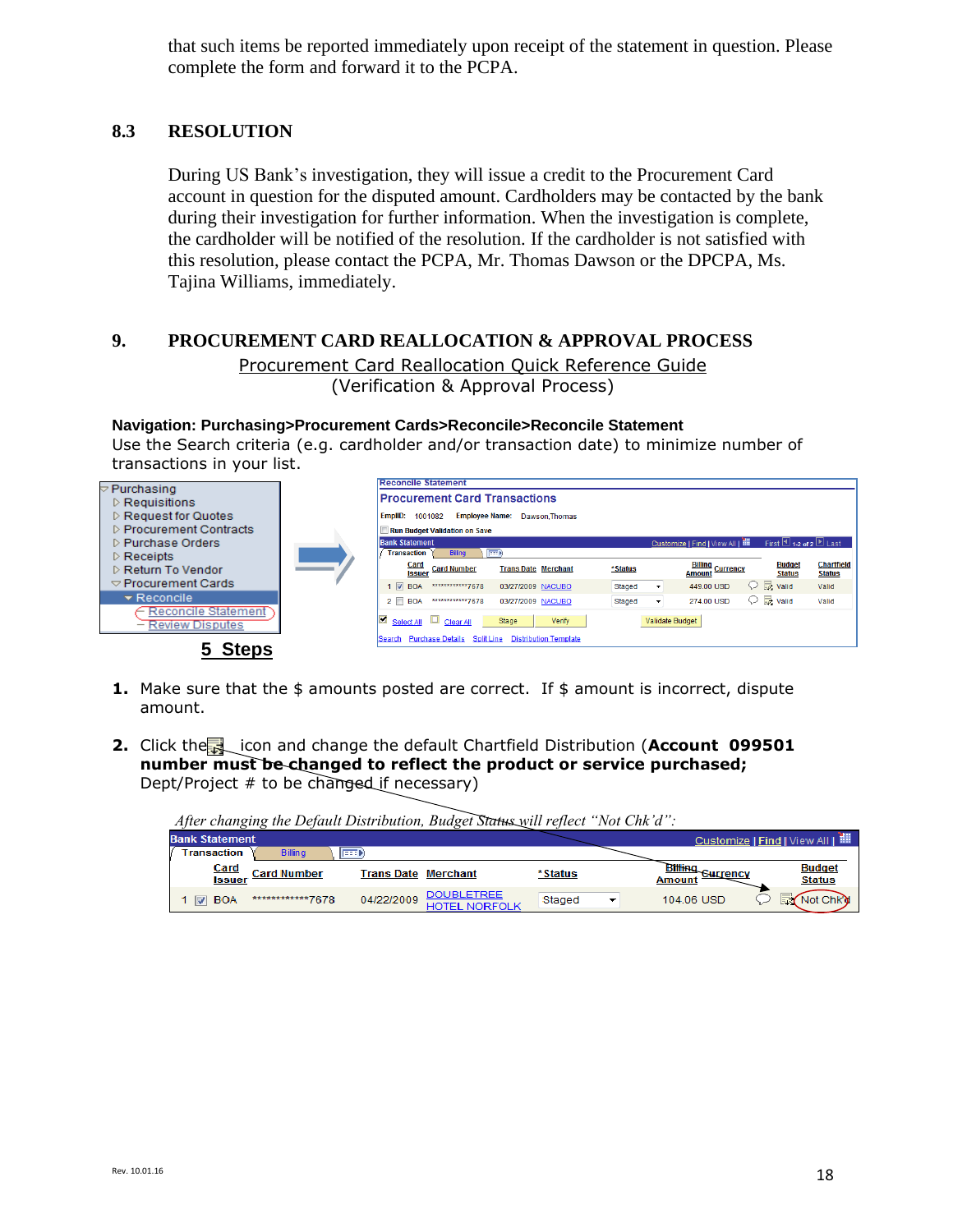that such items be reported immediately upon receipt of the statement in question. Please complete the form and forward it to the PCPA.

## 8.3 RESOLUTION

During US Bank's investigation, they will issue a credit to the Procurement Card account in question for the disputed amount. Cardholders may be contacted by the bank during their investigation for further information. When the investigation is complete, the cardholder will be notified of the resolution. If the cardholder is not satisfied with this resolution, please contact the PCPA, Mr. Thomas Dawson or the DPCPA, Ms. Tajina Williams, immediately.

## 9. PROCUREMENT CARD REALLOCATION & APPROVAL PROCESS

Procurement Card Reallocation Quick Reference Guide
(Verification & Approval Process)

**Navigation: Purchasing>Procurement Cards>Reconcile>Reconcile Statement**
Use the Search criteria (e.g. cardholder and/or transaction date) to minimize number of transactions in your list.

Purchasing
- Requisitions
- Request for Quotes
- Procurement Contracts
- Purchase Orders
- Receipts
- Return To Vendor
- Procurement Cards
  - Reconcile
    - Reconcile Statement
    - Review Disputes

Reconcile Statement

Procurement Card Transactions

EmplID: 1001082 Employee Name: Dawson,Thomas

Run Budget Validation on Save

| | Card Issuer | Card Number | Trans Date | Merchant | *Status | Billing Amount | Currency | | Budget Status | Chartfield Status |
|---|---|---|---|---|---|---|---|---|---|---|
| 1 | BOA | ************7678 | 03/27/2009 | NACUBO | Staged | 449.00 | USD | | Valid | Valid |
| 2 | BOA | ************7678 | 03/27/2009 | NACUBO | Staged | 274.00 | USD | | Valid | Valid |

Select All | Clear All | Stage | Verify | Validate Budget

Search | Purchase Details | Split Line | Distribution Template

**5 Steps**

1. Make sure that the $ amounts posted are correct. If $ amount is incorrect, dispute amount.

2. Click the icon and change the default Chartfield Distribution (**Account 099501 number must be changed to reflect the product or service purchased;** Dept/Project # to be changed if necessary)

*After changing the Default Distribution, Budget Status will reflect "Not Chk'd":*

| | Card Issuer | Card Number | Trans Date | Merchant | *Status | Billing Amount | Currency | | Budget Status |
|---|---|---|---|---|---|---|---|---|---|
| 1 | BOA | ************7678 | 04/22/2009 | DOUBLETREE HOTEL NORFOLK | Staged | 104.06 | USD | | Not Chk'd |

Rev. 10.01.16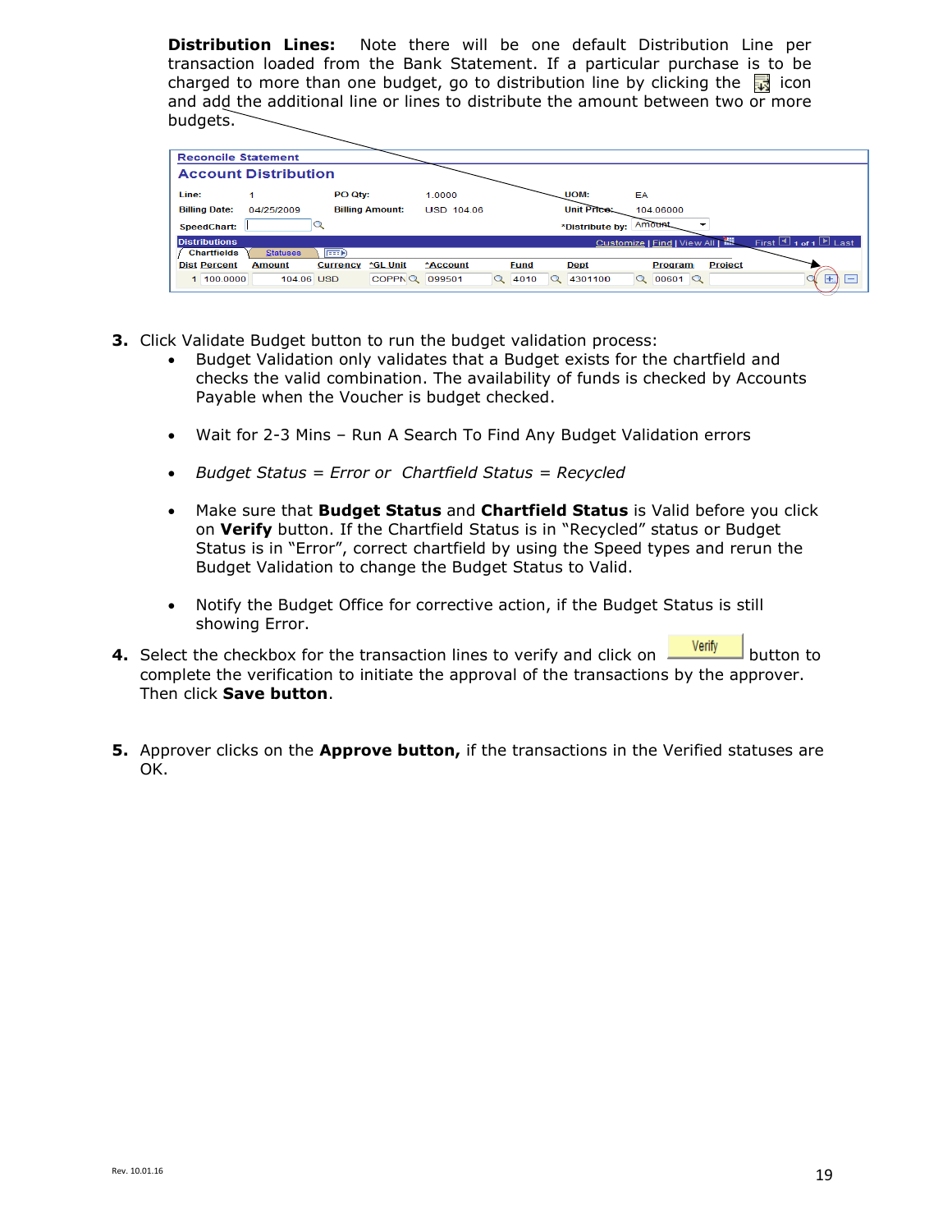**Distribution Lines:** Note there will be one default Distribution Line per transaction loaded from the Bank Statement. If a particular purchase is to be charged to more than one budget, go to distribution line by clicking the icon and add the additional line or lines to distribute the amount between two or more budgets.

Reconcile Statement

**Account Distribution**

| Line: | 1 | PO Qty: | 1.0000 | UOM: | EA |
|---|---|---|---|---|---|
| Billing Date: | 04/25/2009 | Billing Amount: | USD 104.06 | Unit Price: | 104.06000 |
| SpeedChart: | | | | *Distribute by: | Amount |

Distributions — Chartfields | Statuses — Customize | Find | View All | First 1 of 1 Last

| Dist | Percent | Amount | Currency | *GL Unit | *Account | Fund | Dept | Program | Project |
|---|---|---|---|---|---|---|---|---|---|
| 1 | 100.0000 | 104.06 | USD | COPPN | 099501 | 4010 | 4301100 | 00601 | |

3. Click Validate Budget button to run the budget validation process:
   - Budget Validation only validates that a Budget exists for the chartfield and checks the valid combination. The availability of funds is checked by Accounts Payable when the Voucher is budget checked.
   - Wait for 2-3 Mins – Run A Search To Find Any Budget Validation errors
   - *Budget Status = Error or Chartfield Status = Recycled*
   - Make sure that **Budget Status** and **Chartfield Status** is Valid before you click on **Verify** button. If the Chartfield Status is in "Recycled" status or Budget Status is in "Error", correct chartfield by using the Speed types and rerun the Budget Validation to change the Budget Status to Valid.
   - Notify the Budget Office for corrective action, if the Budget Status is still showing Error.
4. Select the checkbox for the transaction lines to verify and click on Verify button to complete the verification to initiate the approval of the transactions by the approver. Then click **Save button**.
5. Approver clicks on the **Approve button,** if the transactions in the Verified statuses are OK.

Rev. 10.01.16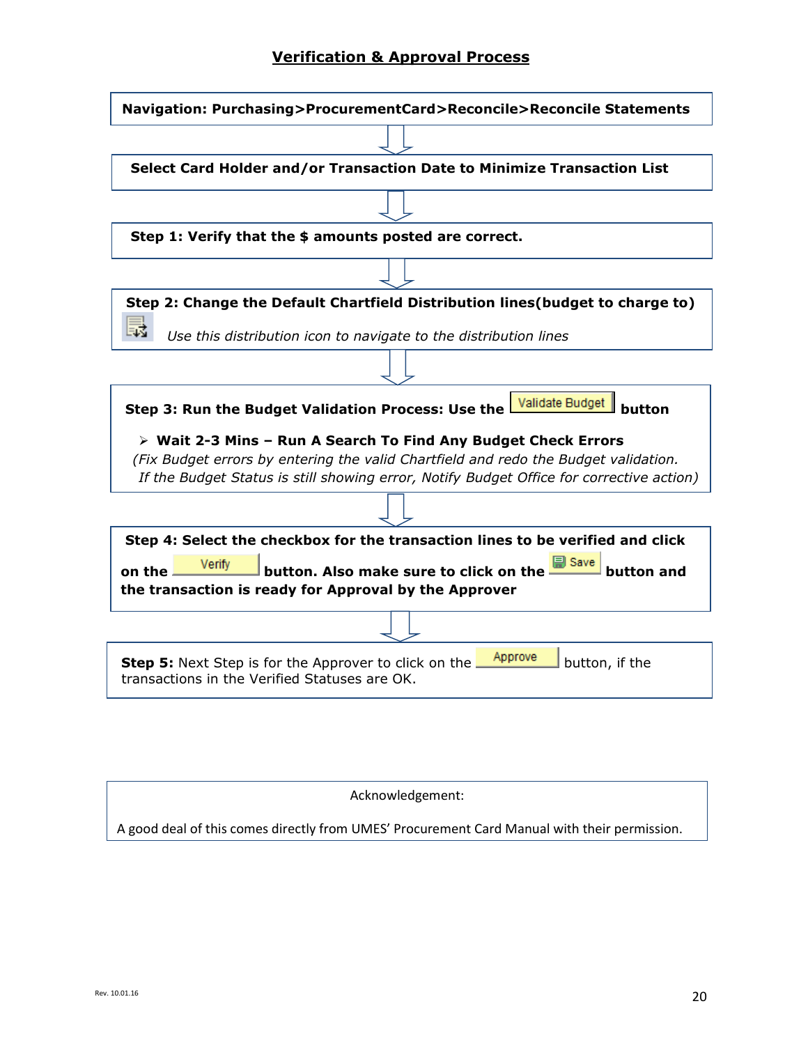## Verification & Approval Process

**Navigation: Purchasing>ProcurementCard>Reconcile>Reconcile Statements**

↓

**Select Card Holder and/or Transaction Date to Minimize Transaction List**

↓

**Step 1: Verify that the $ amounts posted are correct.**

↓

**Step 2: Change the Default Chartfield Distribution lines(budget to charge to)**

*Use this distribution icon to navigate to the distribution lines*

↓

**Step 3: Run the Budget Validation Process: Use the Validate Budget button**

- **Wait 2-3 Mins – Run A Search To Find Any Budget Check Errors**

*(Fix Budget errors by entering the valid Chartfield and redo the Budget validation. If the Budget Status is still showing error, Notify Budget Office for corrective action)*

↓

**Step 4: Select the checkbox for the transaction lines to be verified and click on the Verify button. Also make sure to click on the Save button and the transaction is ready for Approval by the Approver**

↓

**Step 5:** Next Step is for the Approver to click on the Approve button, if the transactions in the Verified Statuses are OK.

Acknowledgement:

A good deal of this comes directly from UMES' Procurement Card Manual with their permission.

Rev. 10.01.16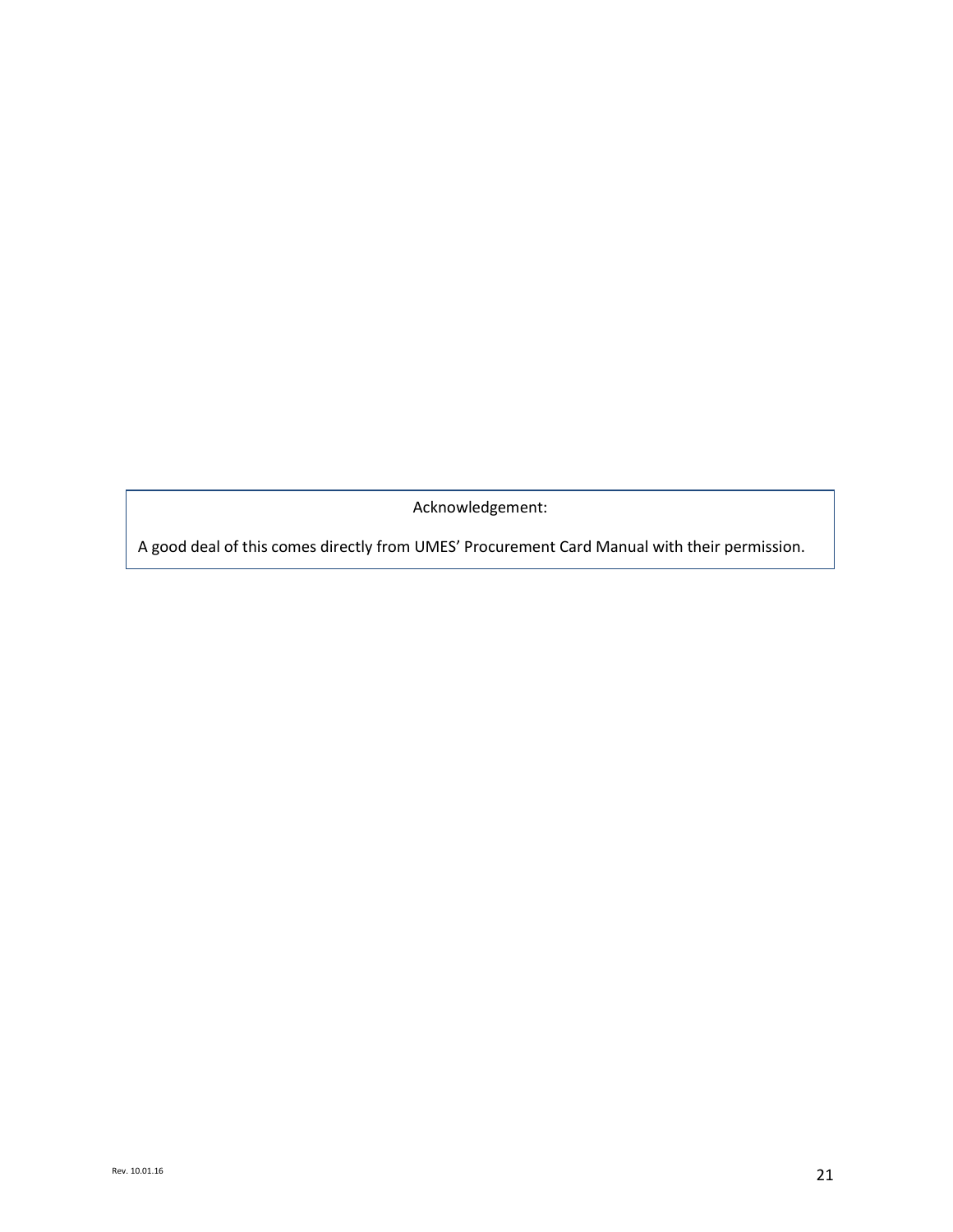Acknowledgement:

A good deal of this comes directly from UMES' Procurement Card Manual with their permission.